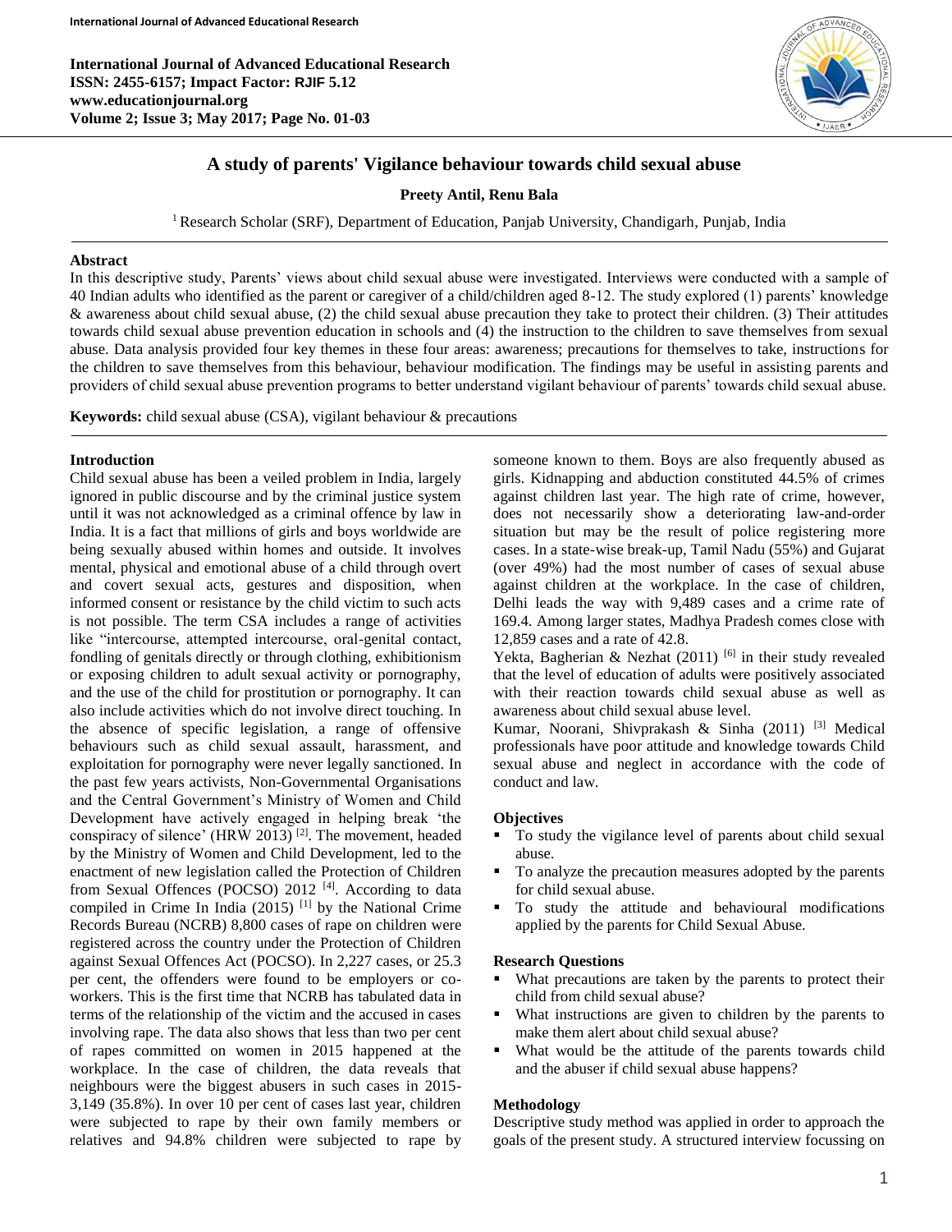# A study of parents' Vigilance behaviour towards child sexual abuse

**Preety Antil, Renu Bala**

[1] Research Scholar (SRF), Department of Education, Panjab University, Chandigarh, Punjab, India

## Abstract

In this descriptive study, Parents' views about child sexual abuse were investigated. Interviews were conducted with a sample of 40 Indian adults who identified as the parent or caregiver of a child/children aged 8-12. The study explored (1) parents' knowledge & awareness about child sexual abuse, (2) the child sexual abuse precaution they take to protect their children. (3) Their attitudes towards child sexual abuse prevention education in schools and (4) the instruction to the children to save themselves from sexual abuse. Data analysis provided four key themes in these four areas: awareness; precautions for themselves to take, instructions for the children to save themselves from this behaviour, behaviour modification. The findings may be useful in assisting parents and providers of child sexual abuse prevention programs to better understand vigilant behaviour of parents' towards child sexual abuse.

**Keywords:** child sexual abuse (CSA), vigilant behaviour & precautions

## Introduction

Child sexual abuse has been a veiled problem in India, largely ignored in public discourse and by the criminal justice system until it was not acknowledged as a criminal offence by law in India. It is a fact that millions of girls and boys worldwide are being sexually abused within homes and outside. It involves mental, physical and emotional abuse of a child through overt and covert sexual acts, gestures and disposition, when informed consent or resistance by the child victim to such acts is not possible. The term CSA includes a range of activities like "intercourse, attempted intercourse, oral-genital contact, fondling of genitals directly or through clothing, exhibitionism or exposing children to adult sexual activity or pornography, and the use of the child for prostitution or pornography. It can also include activities which do not involve direct touching. In the absence of specific legislation, a range of offensive behaviours such as child sexual assault, harassment, and exploitation for pornography were never legally sanctioned. In the past few years activists, Non-Governmental Organisations and the Central Government's Ministry of Women and Child Development have actively engaged in helping break 'the conspiracy of silence' (HRW 2013) [2]. The movement, headed by the Ministry of Women and Child Development, led to the enactment of new legislation called the Protection of Children from Sexual Offences (POCSO) 2012 [4]. According to data compiled in Crime In India (2015) [1] by the National Crime Records Bureau (NCRB) 8,800 cases of rape on children were registered across the country under the Protection of Children against Sexual Offences Act (POCSO). In 2,227 cases, or 25.3 per cent, the offenders were found to be employers or co-workers. This is the first time that NCRB has tabulated data in terms of the relationship of the victim and the accused in cases involving rape. The data also shows that less than two per cent of rapes committed on women in 2015 happened at the workplace. In the case of children, the data reveals that neighbours were the biggest abusers in such cases in 2015-3,149 (35.8%). In over 10 per cent of cases last year, children were subjected to rape by their own family members or relatives and 94.8% children were subjected to rape by someone known to them. Boys are also frequently abused as girls. Kidnapping and abduction constituted 44.5% of crimes against children last year. The high rate of crime, however, does not necessarily show a deteriorating law-and-order situation but may be the result of police registering more cases. In a state-wise break-up, Tamil Nadu (55%) and Gujarat (over 49%) had the most number of cases of sexual abuse against children at the workplace. In the case of children, Delhi leads the way with 9,489 cases and a crime rate of 169.4. Among larger states, Madhya Pradesh comes close with 12,859 cases and a rate of 42.8.

Yekta, Bagherian & Nezhat (2011) [6] in their study revealed that the level of education of adults were positively associated with their reaction towards child sexual abuse as well as awareness about child sexual abuse level.

Kumar, Noorani, Shivprakash & Sinha (2011) [3] Medical professionals have poor attitude and knowledge towards Child sexual abuse and neglect in accordance with the code of conduct and law.

## Objectives

- To study the vigilance level of parents about child sexual abuse.
- To analyze the precaution measures adopted by the parents for child sexual abuse.
- To study the attitude and behavioural modifications applied by the parents for Child Sexual Abuse.

## Research Questions

- What precautions are taken by the parents to protect their child from child sexual abuse?
- What instructions are given to children by the parents to make them alert about child sexual abuse?
- What would be the attitude of the parents towards child and the abuser if child sexual abuse happens?

## Methodology

Descriptive study method was applied in order to approach the goals of the present study. A structured interview focussing on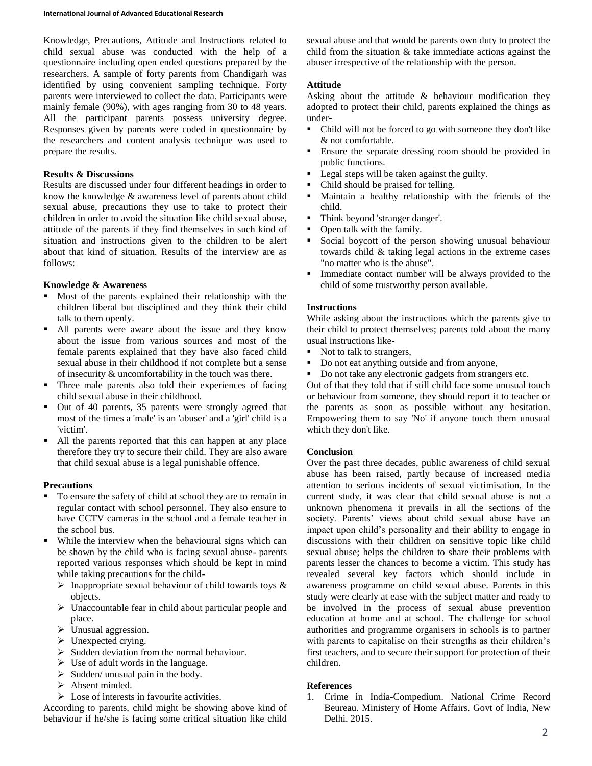Knowledge, Precautions, Attitude and Instructions related to child sexual abuse was conducted with the help of a questionnaire including open ended questions prepared by the researchers. A sample of forty parents from Chandigarh was identified by using convenient sampling technique. Forty parents were interviewed to collect the data. Participants were mainly female (90%), with ages ranging from 30 to 48 years. All the participant parents possess university degree. Responses given by parents were coded in questionnaire by the researchers and content analysis technique was used to prepare the results.

## Results & Discussions

Results are discussed under four different headings in order to know the knowledge & awareness level of parents about child sexual abuse, precautions they use to take to protect their children in order to avoid the situation like child sexual abuse, attitude of the parents if they find themselves in such kind of situation and instructions given to the children to be alert about that kind of situation. Results of the interview are as follows:

### Knowledge & Awareness

- Most of the parents explained their relationship with the children liberal but disciplined and they think their child talk to them openly.
- All parents were aware about the issue and they know about the issue from various sources and most of the female parents explained that they have also faced child sexual abuse in their childhood if not complete but a sense of insecurity & uncomfortability in the touch was there.
- Three male parents also told their experiences of facing child sexual abuse in their childhood.
- Out of 40 parents, 35 parents were strongly agreed that most of the times a 'male' is an 'abuser' and a 'girl' child is a 'victim'.
- All the parents reported that this can happen at any place therefore they try to secure their child. They are also aware that child sexual abuse is a legal punishable offence.

### Precautions

- To ensure the safety of child at school they are to remain in regular contact with school personnel. They also ensure to have CCTV cameras in the school and a female teacher in the school bus.
- While the interview when the behavioural signs which can be shown by the child who is facing sexual abuse- parents reported various responses which should be kept in mind while taking precautions for the child-
  - Inappropriate sexual behaviour of child towards toys & objects.
  - Unaccountable fear in child about particular people and place.
  - Unusual aggression.
  - Unexpected crying.
  - Sudden deviation from the normal behaviour.
  - Use of adult words in the language.
  - Sudden/ unusual pain in the body.
  - Absent minded.
  - Lose of interests in favourite activities.

According to parents, child might be showing above kind of behaviour if he/she is facing some critical situation like child sexual abuse and that would be parents own duty to protect the child from the situation & take immediate actions against the abuser irrespective of the relationship with the person.

### Attitude

Asking about the attitude & behaviour modification they adopted to protect their child, parents explained the things as under-

- Child will not be forced to go with someone they don't like & not comfortable.
- Ensure the separate dressing room should be provided in public functions.
- Legal steps will be taken against the guilty.
- Child should be praised for telling.
- Maintain a healthy relationship with the friends of the child.
- Think beyond 'stranger danger'.
- Open talk with the family.
- Social boycott of the person showing unusual behaviour towards child & taking legal actions in the extreme cases "no matter who is the abuse".
- Immediate contact number will be always provided to the child of some trustworthy person available.

### Instructions

While asking about the instructions which the parents give to their child to protect themselves; parents told about the many usual instructions like-

- Not to talk to strangers,
- Do not eat anything outside and from anyone,
- Do not take any electronic gadgets from strangers etc.

Out of that they told that if still child face some unusual touch or behaviour from someone, they should report it to teacher or the parents as soon as possible without any hesitation. Empowering them to say 'No' if anyone touch them unusual which they don't like.

## Conclusion

Over the past three decades, public awareness of child sexual abuse has been raised, partly because of increased media attention to serious incidents of sexual victimisation. In the current study, it was clear that child sexual abuse is not a unknown phenomena it prevails in all the sections of the society. Parents' views about child sexual abuse have an impact upon child's personality and their ability to engage in discussions with their children on sensitive topic like child sexual abuse; helps the children to share their problems with parents lesser the chances to become a victim. This study has revealed several key factors which should include in awareness programme on child sexual abuse. Parents in this study were clearly at ease with the subject matter and ready to be involved in the process of sexual abuse prevention education at home and at school. The challenge for school authorities and programme organisers in schools is to partner with parents to capitalise on their strengths as their children's first teachers, and to secure their support for protection of their children.

## References

1. Crime in India-Compedium. National Crime Record Beureau. Ministery of Home Affairs. Govt of India, New Delhi. 2015.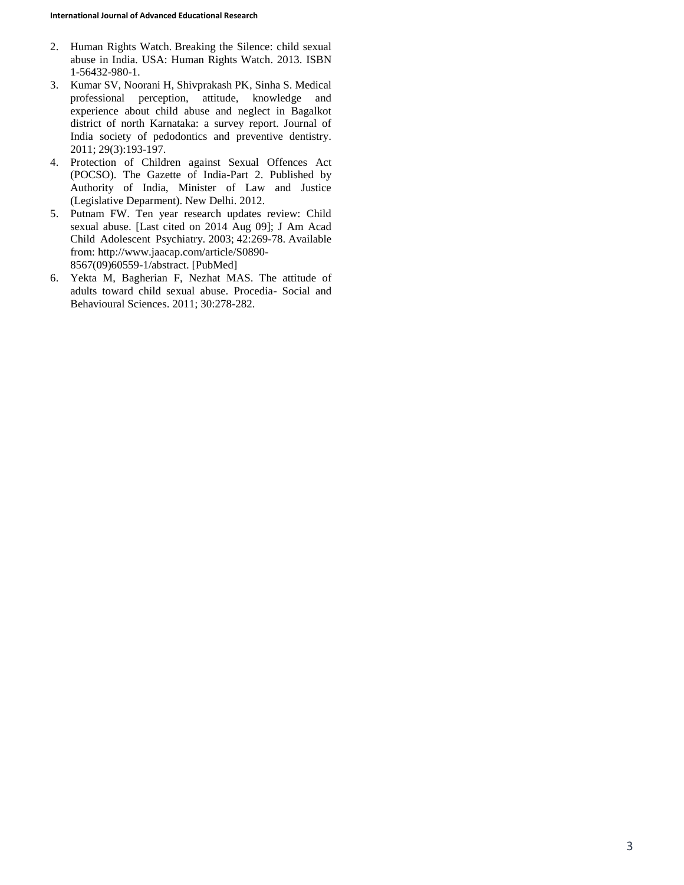2. Human Rights Watch. Breaking the Silence: child sexual abuse in India. USA: Human Rights Watch. 2013. ISBN 1-56432-980-1.
3. Kumar SV, Noorani H, Shivprakash PK, Sinha S. Medical professional perception, attitude, knowledge and experience about child abuse and neglect in Bagalkot district of north Karnataka: a survey report. Journal of India society of pedodontics and preventive dentistry. 2011; 29(3):193-197.
4. Protection of Children against Sexual Offences Act (POCSO). The Gazette of India-Part 2. Published by Authority of India, Minister of Law and Justice (Legislative Deparment). New Delhi. 2012.
5. Putnam FW. Ten year research updates review: Child sexual abuse. [Last cited on 2014 Aug 09]; J Am Acad Child Adolescent Psychiatry. 2003; 42:269-78. Available from: http://www.jaacap.com/article/S0890-8567(09)60559-1/abstract. [PubMed]
6. Yekta M, Bagherian F, Nezhat MAS. The attitude of adults toward child sexual abuse. Procedia- Social and Behavioural Sciences. 2011; 30:278-282.